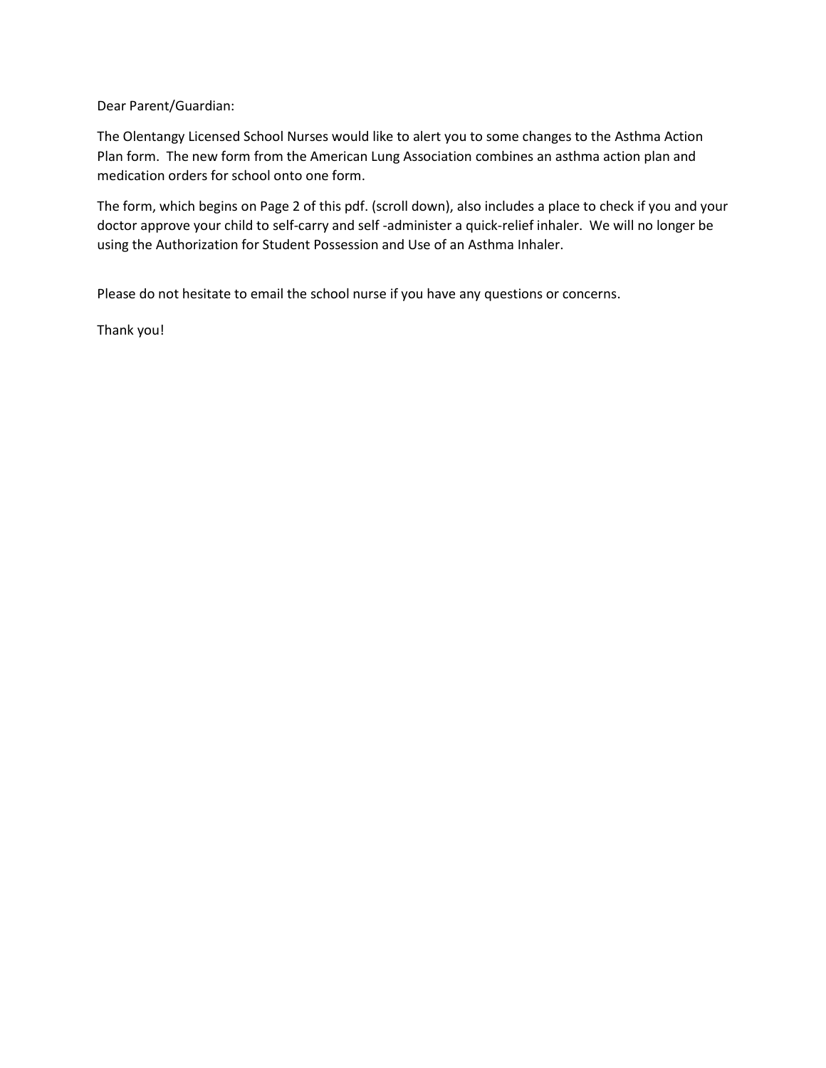Dear Parent/Guardian:

The Olentangy Licensed School Nurses would like to alert you to some changes to the Asthma Action Plan form. The new form from the American Lung Association combines an asthma action plan and medication orders for school onto one form.

The form, which begins on Page 2 of this pdf. (scroll down), also includes a place to check if you and your doctor approve your child to self-carry and self -administer a quick-relief inhaler. We will no longer be using the Authorization for Student Possession and Use of an Asthma Inhaler.

Please do not hesitate to email the school nurse if you have any questions or concerns.

Thank you!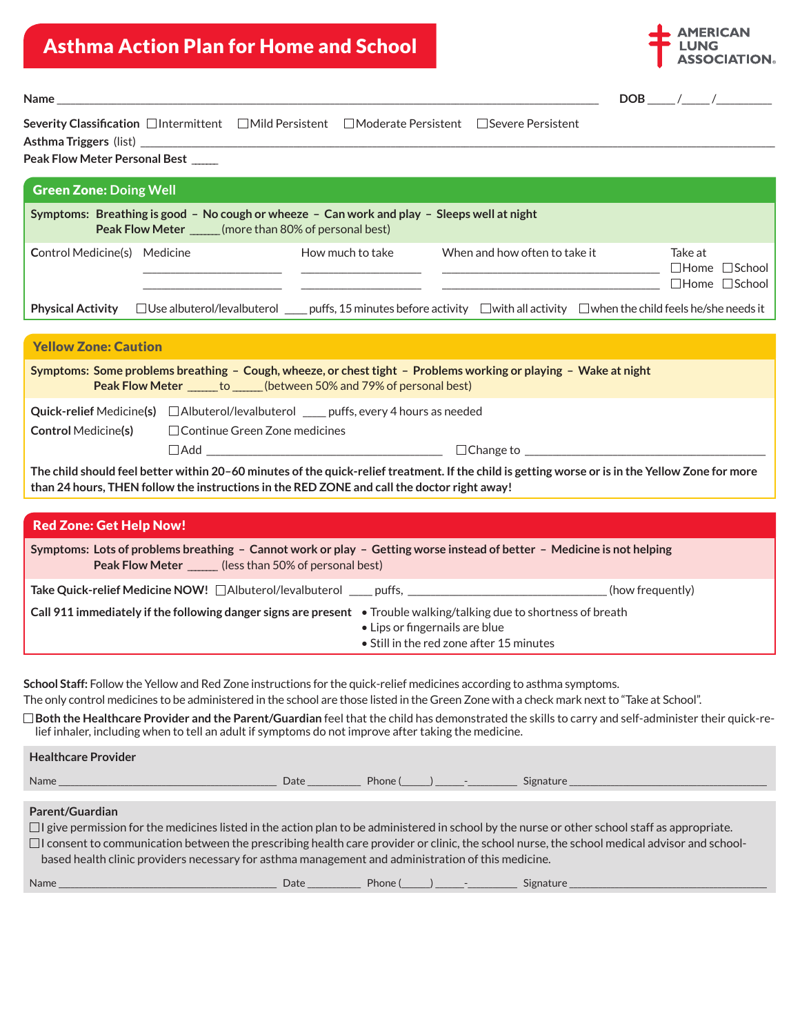# Asthma Action Plan for Home and School

AMERICAN LUNG ASSOCIATION®

Name ______________________________ DOB ____/____/________

**Severity Classification** ☐Intermittent ☐Mild Persistent ☐Moderate Persistent ☐Severe Persistent

**Asthma Triggers** (list) ______________________________

**Peak Flow Meter Personal Best** _____

## Green Zone: Doing Well

**Symptoms: Breathing is good – No cough or wheeze – Can work and play – Sleeps well at night**
**Peak Flow Meter** _____ (more than 80% of personal best)

| Control Medicine(s) | Medicine | How much to take | When and how often to take it | Take at |
|---|---|---|---|---|
| | ____________ | ____________ | ____________ | ☐Home ☐School |
| | ____________ | ____________ | ____________ | ☐Home ☐School |

**Physical Activity** ☐Use albuterol/levalbuterol ____ puffs, 15 minutes before activity ☐with all activity ☐when the child feels he/she needs it

## Yellow Zone: Caution

**Symptoms: Some problems breathing – Cough, wheeze, or chest tight – Problems working or playing – Wake at night**
**Peak Flow Meter** _____ to _____ (between 50% and 79% of personal best)

**Quick-relief** Medicine**(s)** ☐Albuterol/levalbuterol ____ puffs, every 4 hours as needed

**Control** Medicine**(s)** ☐Continue Green Zone medicines

☐Add ______________________ ☐Change to ______________________

**The child should feel better within 20–60 minutes of the quick-relief treatment. If the child is getting worse or is in the Yellow Zone for more than 24 hours, THEN follow the instructions in the RED ZONE and call the doctor right away!**

## Red Zone: Get Help Now!

**Symptoms: Lots of problems breathing – Cannot work or play – Getting worse instead of better – Medicine is not helping**
**Peak Flow Meter** _____ (less than 50% of personal best)

**Take Quick-relief Medicine NOW!** ☐Albuterol/levalbuterol ____ puffs, ______________________ (how frequently)

**Call 911 immediately if the following danger signs are present**

- Trouble walking/talking due to shortness of breath
- Lips or fingernails are blue
- Still in the red zone after 15 minutes

**School Staff:** Follow the Yellow and Red Zone instructions for the quick-relief medicines according to asthma symptoms.
The only control medicines to be administered in the school are those listed in the Green Zone with a check mark next to "Take at School".

☐**Both the Healthcare Provider and the Parent/Guardian** feel that the child has demonstrated the skills to carry and self-administer their quick-relief inhaler, including when to tell an adult if symptoms do not improve after taking the medicine.

**Healthcare Provider**

Name ______________________ Date ________ Phone (_____) _____-________ Signature ______________________

**Parent/Guardian**

☐I give permission for the medicines listed in the action plan to be administered in school by the nurse or other school staff as appropriate.

☐I consent to communication between the prescribing health care provider or clinic, the school nurse, the school medical advisor and school-based health clinic providers necessary for asthma management and administration of this medicine.

Name ______________________ Date ________ Phone (_____) _____-________ Signature ______________________